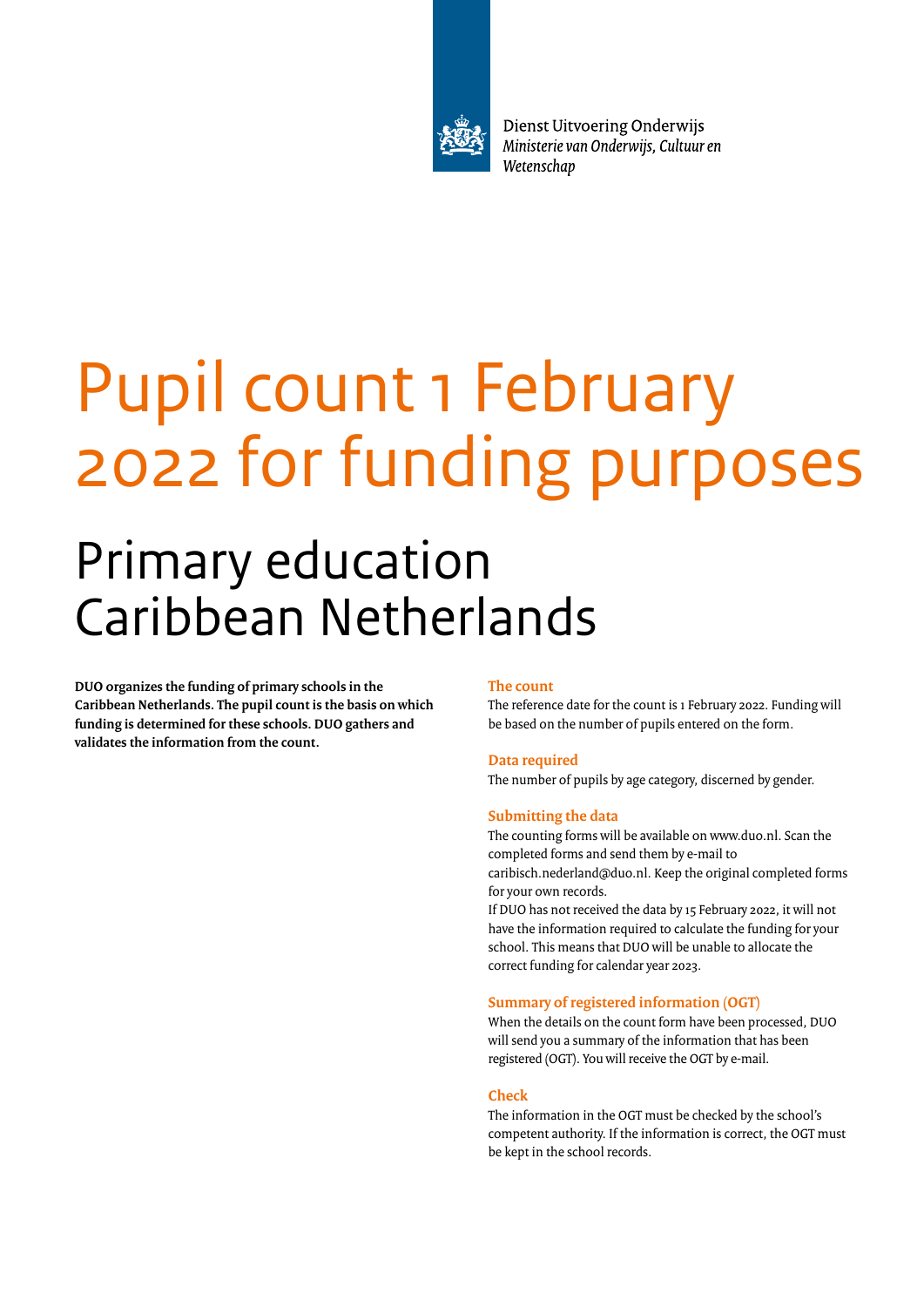Dienst Uitvoering Onderwijs
*Ministerie van Onderwijs, Cultuur en Wetenschap*

# Pupil count 1 February 2022 for funding purposes

## Primary education Caribbean Netherlands

**DUO organizes the funding of primary schools in the Caribbean Netherlands. The pupil count is the basis on which funding is determined for these schools. DUO gathers and validates the information from the count.**

### The count

The reference date for the count is 1 February 2022. Funding will be based on the number of pupils entered on the form.

### Data required

The number of pupils by age category, discerned by gender.

### Submitting the data

The counting forms will be available on www.duo.nl. Scan the completed forms and send them by e-mail to caribisch.nederland@duo.nl. Keep the original completed forms for your own records.
If DUO has not received the data by 15 February 2022, it will not have the information required to calculate the funding for your school. This means that DUO will be unable to allocate the correct funding for calendar year 2023.

### Summary of registered information (OGT)

When the details on the count form have been processed, DUO will send you a summary of the information that has been registered (OGT). You will receive the OGT by e-mail.

### Check

The information in the OGT must be checked by the school's competent authority. If the information is correct, the OGT must be kept in the school records.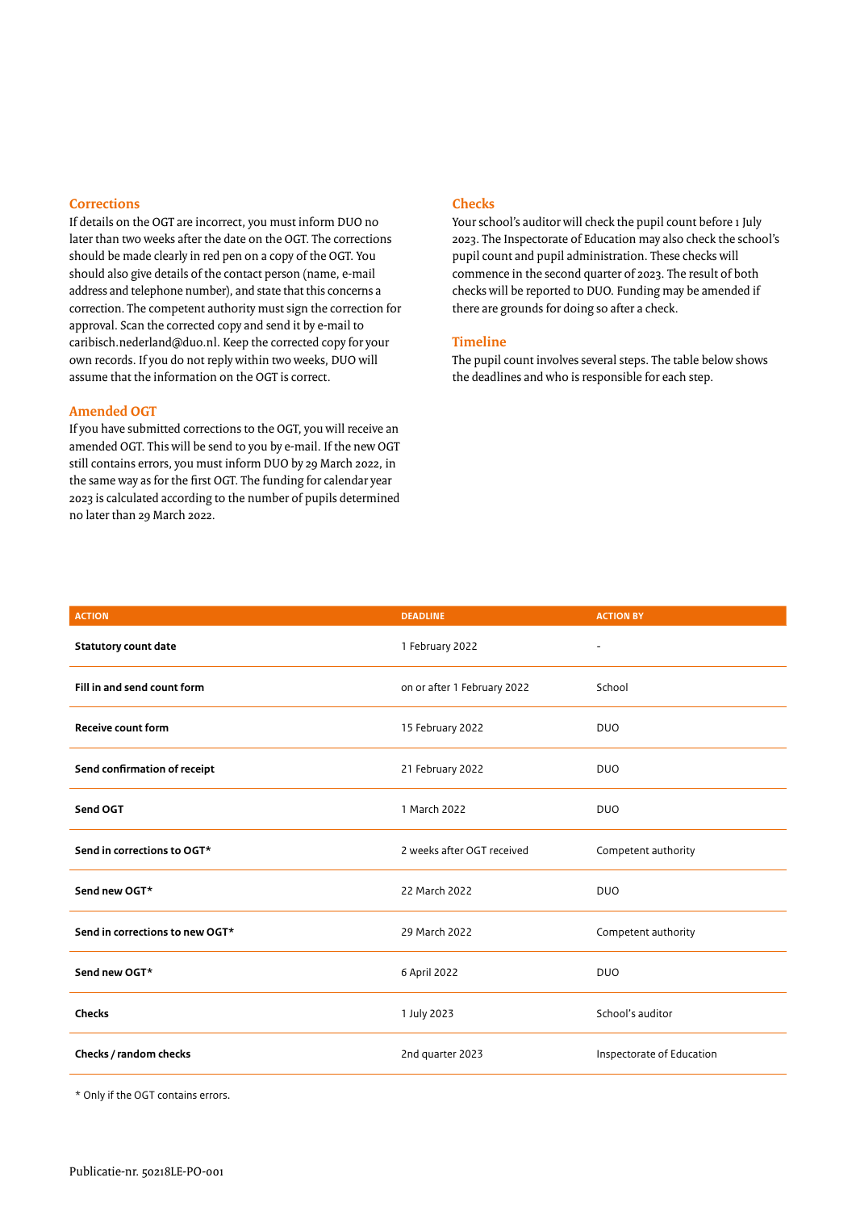## Corrections

If details on the OGT are incorrect, you must inform DUO no later than two weeks after the date on the OGT. The corrections should be made clearly in red pen on a copy of the OGT. You should also give details of the contact person (name, e-mail address and telephone number), and state that this concerns a correction. The competent authority must sign the correction for approval. Scan the corrected copy and send it by e-mail to caribisch.nederland@duo.nl. Keep the corrected copy for your own records. If you do not reply within two weeks, DUO will assume that the information on the OGT is correct.

## Amended OGT

If you have submitted corrections to the OGT, you will receive an amended OGT. This will be send to you by e-mail. If the new OGT still contains errors, you must inform DUO by 29 March 2022, in the same way as for the first OGT. The funding for calendar year 2023 is calculated according to the number of pupils determined no later than 29 March 2022.

## Checks

Your school's auditor will check the pupil count before 1 July 2023. The Inspectorate of Education may also check the school's pupil count and pupil administration. These checks will commence in the second quarter of 2023. The result of both checks will be reported to DUO. Funding may be amended if there are grounds for doing so after a check.

## Timeline

The pupil count involves several steps. The table below shows the deadlines and who is responsible for each step.

| ACTION | DEADLINE | ACTION BY |
|---|---|---|
| **Statutory count date** | 1 February 2022 | - |
| **Fill in and send count form** | on or after 1 February 2022 | School |
| **Receive count form** | 15 February 2022 | DUO |
| **Send confirmation of receipt** | 21 February 2022 | DUO |
| **Send OGT** | 1 March 2022 | DUO |
| **Send in corrections to OGT*** | 2 weeks after OGT received | Competent authority |
| **Send new OGT*** | 22 March 2022 | DUO |
| **Send in corrections to new OGT*** | 29 March 2022 | Competent authority |
| **Send new OGT*** | 6 April 2022 | DUO |
| **Checks** | 1 July 2023 | School's auditor |
| **Checks / random checks** | 2nd quarter 2023 | Inspectorate of Education |

* Only if the OGT contains errors.

Publicatie-nr. 50218LE-PO-001